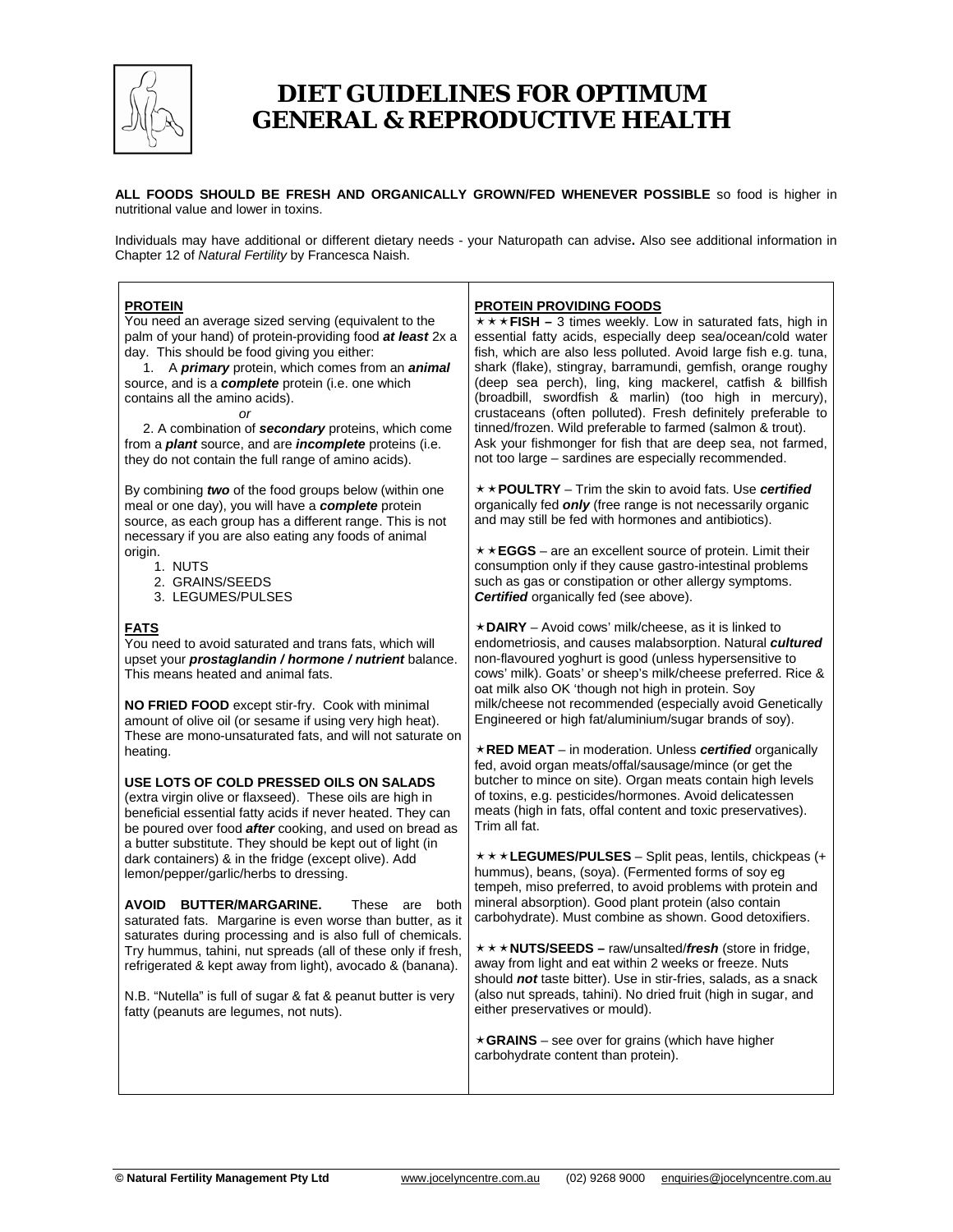# DIET GUIDELINES FOR OPTIMUM GENERAL & REPRODUCTIVE HEALTH

**ALL FOODS SHOULD BE FRESH AND ORGANICALLY GROWN/FED WHENEVER POSSIBLE** so food is higher in nutritional value and lower in toxins.

Individuals may have additional or different dietary needs - your Naturopath can advise**.** Also see additional information in Chapter 12 of *Natural Fertility* by Francesca Naish.

## PROTEIN

You need an average sized serving (equivalent to the palm of your hand) of protein-providing food ***at least*** 2x a day. This should be food giving you either:

1. A ***primary*** protein, which comes from an ***animal*** source, and is a ***complete*** protein (i.e. one which contains all the amino acids).

*or*

2. A combination of ***secondary*** proteins, which come from a ***plant*** source, and are ***incomplete*** proteins (i.e. they do not contain the full range of amino acids).

By combining ***two*** of the food groups below (within one meal or one day), you will have a ***complete*** protein source, as each group has a different range. This is not necessary if you are also eating any foods of animal origin.

1. NUTS
2. GRAINS/SEEDS
3. LEGUMES/PULSES

## FATS

You need to avoid saturated and trans fats, which will upset your ***prostaglandin / hormone / nutrient*** balance. This means heated and animal fats.

**NO FRIED FOOD** except stir-fry. Cook with minimal amount of olive oil (or sesame if using very high heat). These are mono-unsaturated fats, and will not saturate on heating.

**USE LOTS OF COLD PRESSED OILS ON SALADS** (extra virgin olive or flaxseed). These oils are high in beneficial essential fatty acids if never heated. They can be poured over food ***after*** cooking, and used on bread as a butter substitute. They should be kept out of light (in dark containers) & in the fridge (except olive). Add lemon/pepper/garlic/herbs to dressing.

**AVOID BUTTER/MARGARINE.** These are both saturated fats. Margarine is even worse than butter, as it saturates during processing and is also full of chemicals. Try hummus, tahini, nut spreads (all of these only if fresh, refrigerated & kept away from light), avocado & (banana).

N.B. "Nutella" is full of sugar & fat & peanut butter is very fatty (peanuts are legumes, not nuts).

## PROTEIN PROVIDING FOODS

★★★**FISH –** 3 times weekly. Low in saturated fats, high in essential fatty acids, especially deep sea/ocean/cold water fish, which are also less polluted. Avoid large fish e.g. tuna, shark (flake), stingray, barramundi, gemfish, orange roughy (deep sea perch), ling, king mackerel, catfish & billfish (broadbill, swordfish & marlin) (too high in mercury), crustaceans (often polluted). Fresh definitely preferable to tinned/frozen. Wild preferable to farmed (salmon & trout). Ask your fishmonger for fish that are deep sea, not farmed, not too large – sardines are especially recommended.

★★**POULTRY** – Trim the skin to avoid fats. Use ***certified*** organically fed ***only*** (free range is not necessarily organic and may still be fed with hormones and antibiotics).

★★**EGGS** – are an excellent source of protein. Limit their consumption only if they cause gastro-intestinal problems such as gas or constipation or other allergy symptoms. ***Certified*** organically fed (see above).

★**DAIRY** – Avoid cows' milk/cheese, as it is linked to endometriosis, and causes malabsorption. Natural ***cultured*** non-flavoured yoghurt is good (unless hypersensitive to cows' milk). Goats' or sheep's milk/cheese preferred. Rice & oat milk also OK 'though not high in protein. Soy milk/cheese not recommended (especially avoid Genetically Engineered or high fat/aluminium/sugar brands of soy).

★**RED MEAT** – in moderation. Unless ***certified*** organically fed, avoid organ meats/offal/sausage/mince (or get the butcher to mince on site). Organ meats contain high levels of toxins, e.g. pesticides/hormones. Avoid delicatessen meats (high in fats, offal content and toxic preservatives). Trim all fat.

★★★**LEGUMES/PULSES** – Split peas, lentils, chickpeas (+ hummus), beans, (soya). (Fermented forms of soy eg tempeh, miso preferred, to avoid problems with protein and mineral absorption). Good plant protein (also contain carbohydrate). Must combine as shown. Good detoxifiers.

★★★**NUTS/SEEDS –** raw/unsalted/***fresh*** (store in fridge, away from light and eat within 2 weeks or freeze. Nuts should ***not*** taste bitter). Use in stir-fries, salads, as a snack (also nut spreads, tahini). No dried fruit (high in sugar, and either preservatives or mould).

★**GRAINS** – see over for grains (which have higher carbohydrate content than protein).

**© Natural Fertility Management Pty Ltd** www.jocelyncentre.com.au (02) 9268 9000 enquiries@jocelyncentre.com.au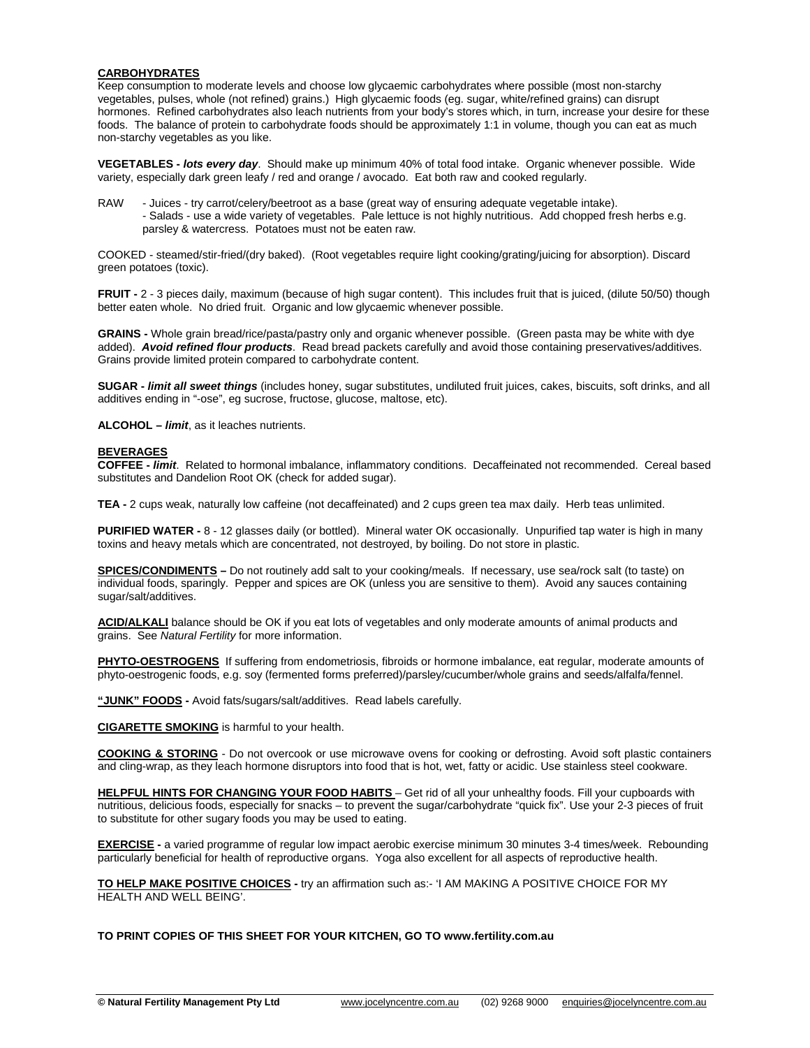**CARBOHYDRATES**
Keep consumption to moderate levels and choose low glycaemic carbohydrates where possible (most non-starchy vegetables, pulses, whole (not refined) grains.) High glycaemic foods (eg. sugar, white/refined grains) can disrupt hormones. Refined carbohydrates also leach nutrients from your body's stores which, in turn, increase your desire for these foods. The balance of protein to carbohydrate foods should be approximately 1:1 in volume, though you can eat as much non-starchy vegetables as you like.

**VEGETABLES -** ***lots every day***. Should make up minimum 40% of total food intake. Organic whenever possible. Wide variety, especially dark green leafy / red and orange / avocado. Eat both raw and cooked regularly.

RAW - Juices - try carrot/celery/beetroot as a base (great way of ensuring adequate vegetable intake).
- Salads - use a wide variety of vegetables. Pale lettuce is not highly nutritious. Add chopped fresh herbs e.g. parsley & watercress. Potatoes must not be eaten raw.

COOKED - steamed/stir-fried/(dry baked). (Root vegetables require light cooking/grating/juicing for absorption). Discard green potatoes (toxic).

**FRUIT -** 2 - 3 pieces daily, maximum (because of high sugar content). This includes fruit that is juiced, (dilute 50/50) though better eaten whole. No dried fruit. Organic and low glycaemic whenever possible.

**GRAINS -** Whole grain bread/rice/pasta/pastry only and organic whenever possible. (Green pasta may be white with dye added). ***Avoid refined flour products***. Read bread packets carefully and avoid those containing preservatives/additives. Grains provide limited protein compared to carbohydrate content.

**SUGAR -** ***limit all sweet things*** (includes honey, sugar substitutes, undiluted fruit juices, cakes, biscuits, soft drinks, and all additives ending in "-ose", eg sucrose, fructose, glucose, maltose, etc).

**ALCOHOL –** ***limit***, as it leaches nutrients.

**BEVERAGES**
**COFFEE -** ***limit***. Related to hormonal imbalance, inflammatory conditions. Decaffeinated not recommended. Cereal based substitutes and Dandelion Root OK (check for added sugar).

**TEA -** 2 cups weak, naturally low caffeine (not decaffeinated) and 2 cups green tea max daily. Herb teas unlimited.

**PURIFIED WATER -** 8 - 12 glasses daily (or bottled). Mineral water OK occasionally. Unpurified tap water is high in many toxins and heavy metals which are concentrated, not destroyed, by boiling. Do not store in plastic.

**SPICES/CONDIMENTS –** Do not routinely add salt to your cooking/meals. If necessary, use sea/rock salt (to taste) on individual foods, sparingly. Pepper and spices are OK (unless you are sensitive to them). Avoid any sauces containing sugar/salt/additives.

**ACID/ALKALI** balance should be OK if you eat lots of vegetables and only moderate amounts of animal products and grains. See *Natural Fertility* for more information.

**PHYTO-OESTROGENS** If suffering from endometriosis, fibroids or hormone imbalance, eat regular, moderate amounts of phyto-oestrogenic foods, e.g. soy (fermented forms preferred)/parsley/cucumber/whole grains and seeds/alfalfa/fennel.

**"JUNK" FOODS -** Avoid fats/sugars/salt/additives. Read labels carefully.

**CIGARETTE SMOKING** is harmful to your health.

**COOKING & STORING** - Do not overcook or use microwave ovens for cooking or defrosting. Avoid soft plastic containers and cling-wrap, as they leach hormone disruptors into food that is hot, wet, fatty or acidic. Use stainless steel cookware.

**HELPFUL HINTS FOR CHANGING YOUR FOOD HABITS** – Get rid of all your unhealthy foods. Fill your cupboards with nutritious, delicious foods, especially for snacks – to prevent the sugar/carbohydrate "quick fix". Use your 2-3 pieces of fruit to substitute for other sugary foods you may be used to eating.

**EXERCISE -** a varied programme of regular low impact aerobic exercise minimum 30 minutes 3-4 times/week. Rebounding particularly beneficial for health of reproductive organs. Yoga also excellent for all aspects of reproductive health.

**TO HELP MAKE POSITIVE CHOICES -** try an affirmation such as:- 'I AM MAKING A POSITIVE CHOICE FOR MY HEALTH AND WELL BEING'.

**TO PRINT COPIES OF THIS SHEET FOR YOUR KITCHEN, GO TO www.fertility.com.au**

**© Natural Fertility Management Pty Ltd** www.jocelyncentre.com.au (02) 9268 9000 enquiries@jocelyncentre.com.au